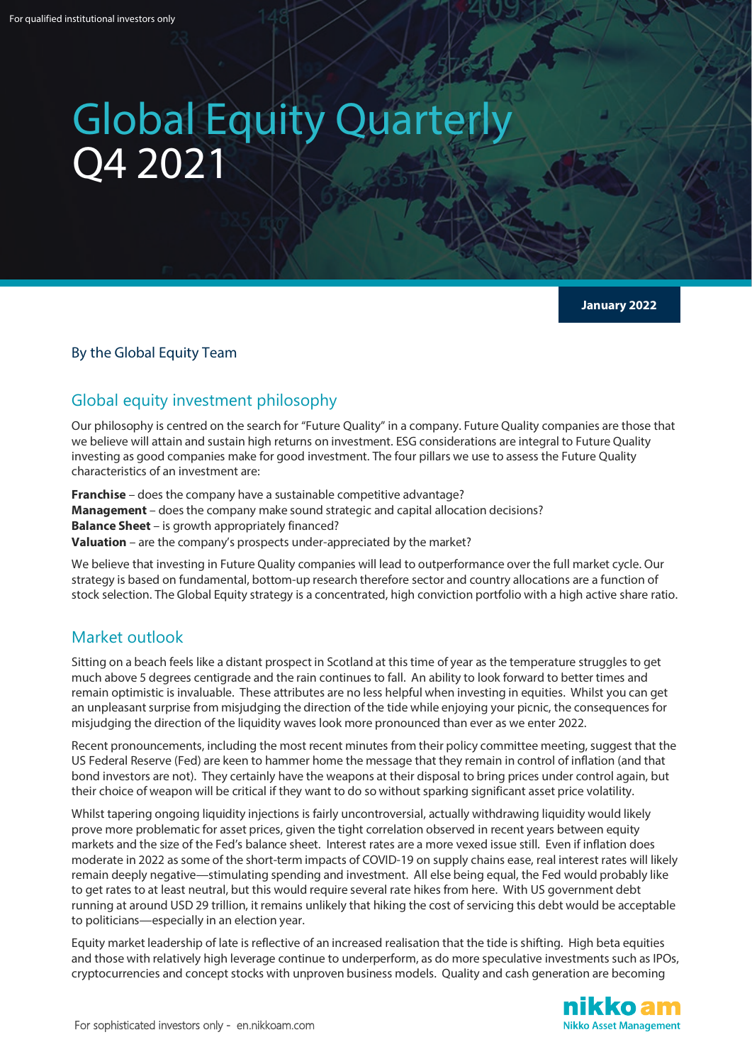For qualified institutional investors only

# Global Equity Quarterly Q4 2021

January 2022

By the Global Equity Team

## Global equity investment philosophy

Our philosophy is centred on the search for "Future Quality" in a company. Future Quality companies are those that we believe will attain and sustain high returns on investment. ESG considerations are integral to Future Quality investing as good companies make for good investment. The four pillars we use to assess the Future Quality characteristics of an investment are:

**Franchise** – does the company have a sustainable competitive advantage?
**Management** – does the company make sound strategic and capital allocation decisions?
**Balance Sheet** – is growth appropriately financed?
**Valuation** – are the company's prospects under-appreciated by the market?

We believe that investing in Future Quality companies will lead to outperformance over the full market cycle. Our strategy is based on fundamental, bottom-up research therefore sector and country allocations are a function of stock selection. The Global Equity strategy is a concentrated, high conviction portfolio with a high active share ratio.

## Market outlook

Sitting on a beach feels like a distant prospect in Scotland at this time of year as the temperature struggles to get much above 5 degrees centigrade and the rain continues to fall. An ability to look forward to better times and remain optimistic is invaluable. These attributes are no less helpful when investing in equities. Whilst you can get an unpleasant surprise from misjudging the direction of the tide while enjoying your picnic, the consequences for misjudging the direction of the liquidity waves look more pronounced than ever as we enter 2022.

Recent pronouncements, including the most recent minutes from their policy committee meeting, suggest that the US Federal Reserve (Fed) are keen to hammer home the message that they remain in control of inflation (and that bond investors are not). They certainly have the weapons at their disposal to bring prices under control again, but their choice of weapon will be critical if they want to do so without sparking significant asset price volatility.

Whilst tapering ongoing liquidity injections is fairly uncontroversial, actually withdrawing liquidity would likely prove more problematic for asset prices, given the tight correlation observed in recent years between equity markets and the size of the Fed's balance sheet. Interest rates are a more vexed issue still. Even if inflation does moderate in 2022 as some of the short-term impacts of COVID-19 on supply chains ease, real interest rates will likely remain deeply negative—stimulating spending and investment. All else being equal, the Fed would probably like to get rates to at least neutral, but this would require several rate hikes from here. With US government debt running at around USD 29 trillion, it remains unlikely that hiking the cost of servicing this debt would be acceptable to politicians—especially in an election year.

Equity market leadership of late is reflective of an increased realisation that the tide is shifting. High beta equities and those with relatively high leverage continue to underperform, as do more speculative investments such as IPOs, cryptocurrencies and concept stocks with unproven business models. Quality and cash generation are becoming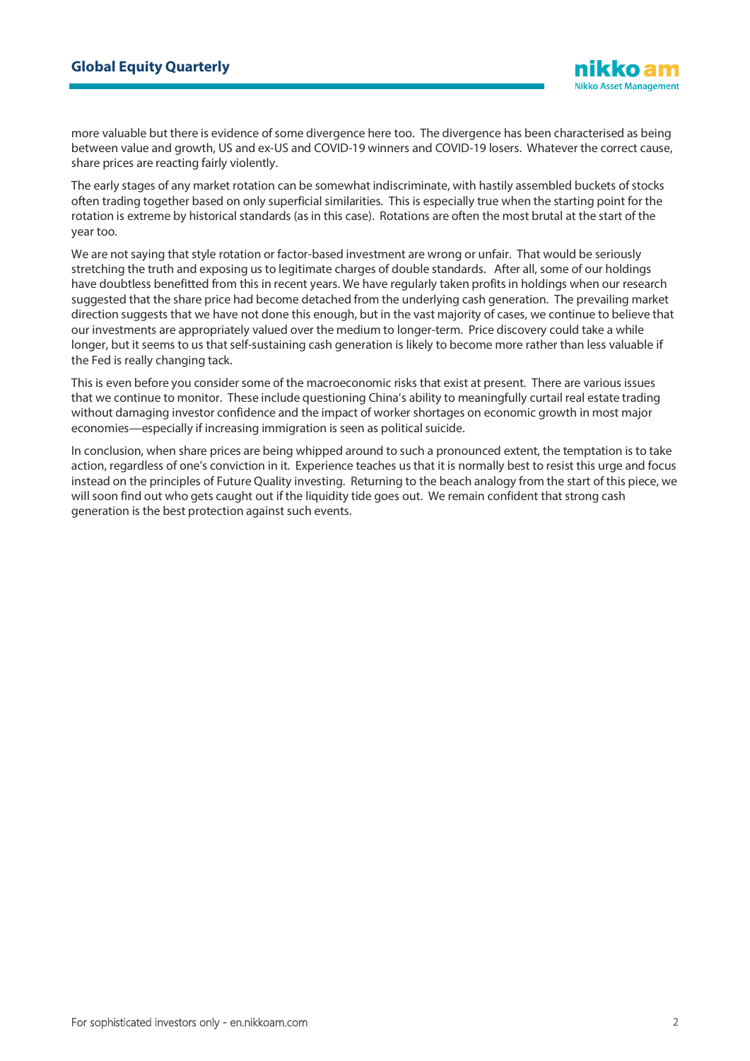more valuable but there is evidence of some divergence here too. The divergence has been characterised as being between value and growth, US and ex-US and COVID-19 winners and COVID-19 losers. Whatever the correct cause, share prices are reacting fairly violently.

The early stages of any market rotation can be somewhat indiscriminate, with hastily assembled buckets of stocks often trading together based on only superficial similarities. This is especially true when the starting point for the rotation is extreme by historical standards (as in this case). Rotations are often the most brutal at the start of the year too.

We are not saying that style rotation or factor-based investment are wrong or unfair. That would be seriously stretching the truth and exposing us to legitimate charges of double standards. After all, some of our holdings have doubtless benefitted from this in recent years. We have regularly taken profits in holdings when our research suggested that the share price had become detached from the underlying cash generation. The prevailing market direction suggests that we have not done this enough, but in the vast majority of cases, we continue to believe that our investments are appropriately valued over the medium to longer-term. Price discovery could take a while longer, but it seems to us that self-sustaining cash generation is likely to become more rather than less valuable if the Fed is really changing tack.

This is even before you consider some of the macroeconomic risks that exist at present. There are various issues that we continue to monitor. These include questioning China's ability to meaningfully curtail real estate trading without damaging investor confidence and the impact of worker shortages on economic growth in most major economies—especially if increasing immigration is seen as political suicide.

In conclusion, when share prices are being whipped around to such a pronounced extent, the temptation is to take action, regardless of one's conviction in it. Experience teaches us that it is normally best to resist this urge and focus instead on the principles of Future Quality investing. Returning to the beach analogy from the start of this piece, we will soon find out who gets caught out if the liquidity tide goes out. We remain confident that strong cash generation is the best protection against such events.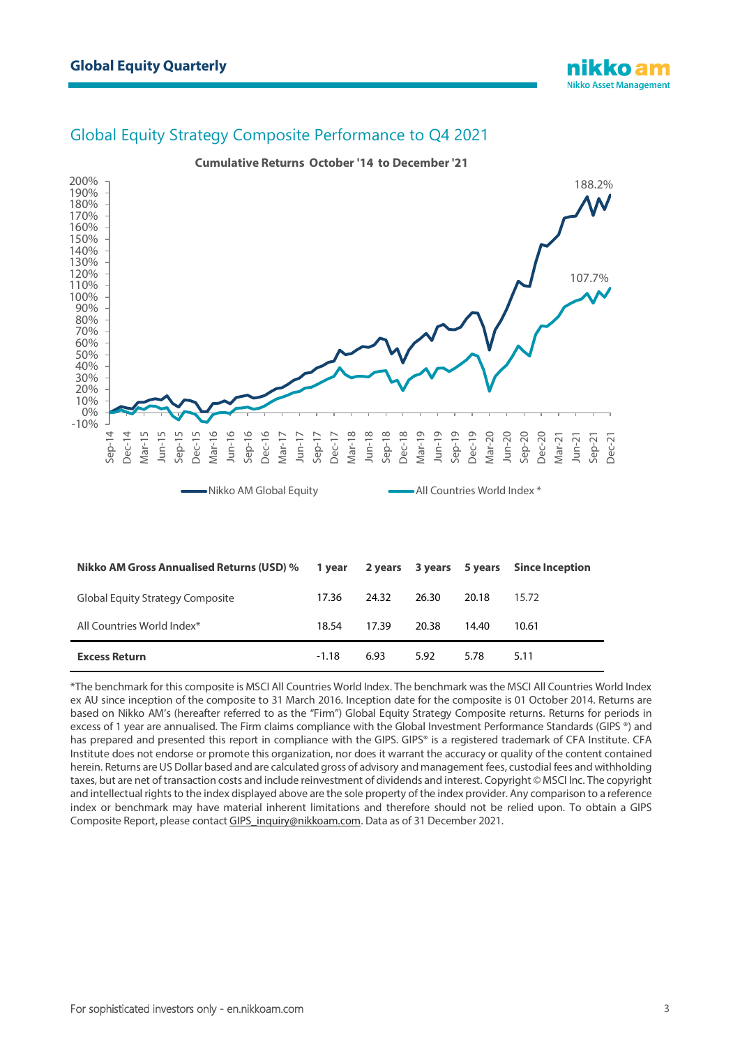## Global Equity Strategy Composite Performance to Q4 2021

**Cumulative Returns October '14 to December '21**

188.2%

107.7%

Nikko AM Global Equity — All Countries World Index *

| Nikko AM Gross Annualised Returns (USD) % | 1 year | 2 years | 3 years | 5 years | Since Inception |
|---|---|---|---|---|---|
| Global Equity Strategy Composite | 17.36 | 24.32 | 26.30 | 20.18 | 15.72 |
| All Countries World Index* | 18.54 | 17.39 | 20.38 | 14.40 | 10.61 |
| **Excess Return** | -1.18 | 6.93 | 5.92 | 5.78 | 5.11 |

*The benchmark for this composite is MSCI All Countries World Index. The benchmark was the MSCI All Countries World Index ex AU since inception of the composite to 31 March 2016. Inception date for the composite is 01 October 2014. Returns are based on Nikko AM's (hereafter referred to as the "Firm") Global Equity Strategy Composite returns. Returns for periods in excess of 1 year are annualised. The Firm claims compliance with the Global Investment Performance Standards (GIPS ®) and has prepared and presented this report in compliance with the GIPS. GIPS® is a registered trademark of CFA Institute. CFA Institute does not endorse or promote this organization, nor does it warrant the accuracy or quality of the content contained herein. Returns are US Dollar based and are calculated gross of advisory and management fees, custodial fees and withholding taxes, but are net of transaction costs and include reinvestment of dividends and interest. Copyright © MSCI Inc. The copyright and intellectual rights to the index displayed above are the sole property of the index provider. Any comparison to a reference index or benchmark may have material inherent limitations and therefore should not be relied upon. To obtain a GIPS Composite Report, please contact GIPS_inquiry@nikkoam.com. Data as of 31 December 2021.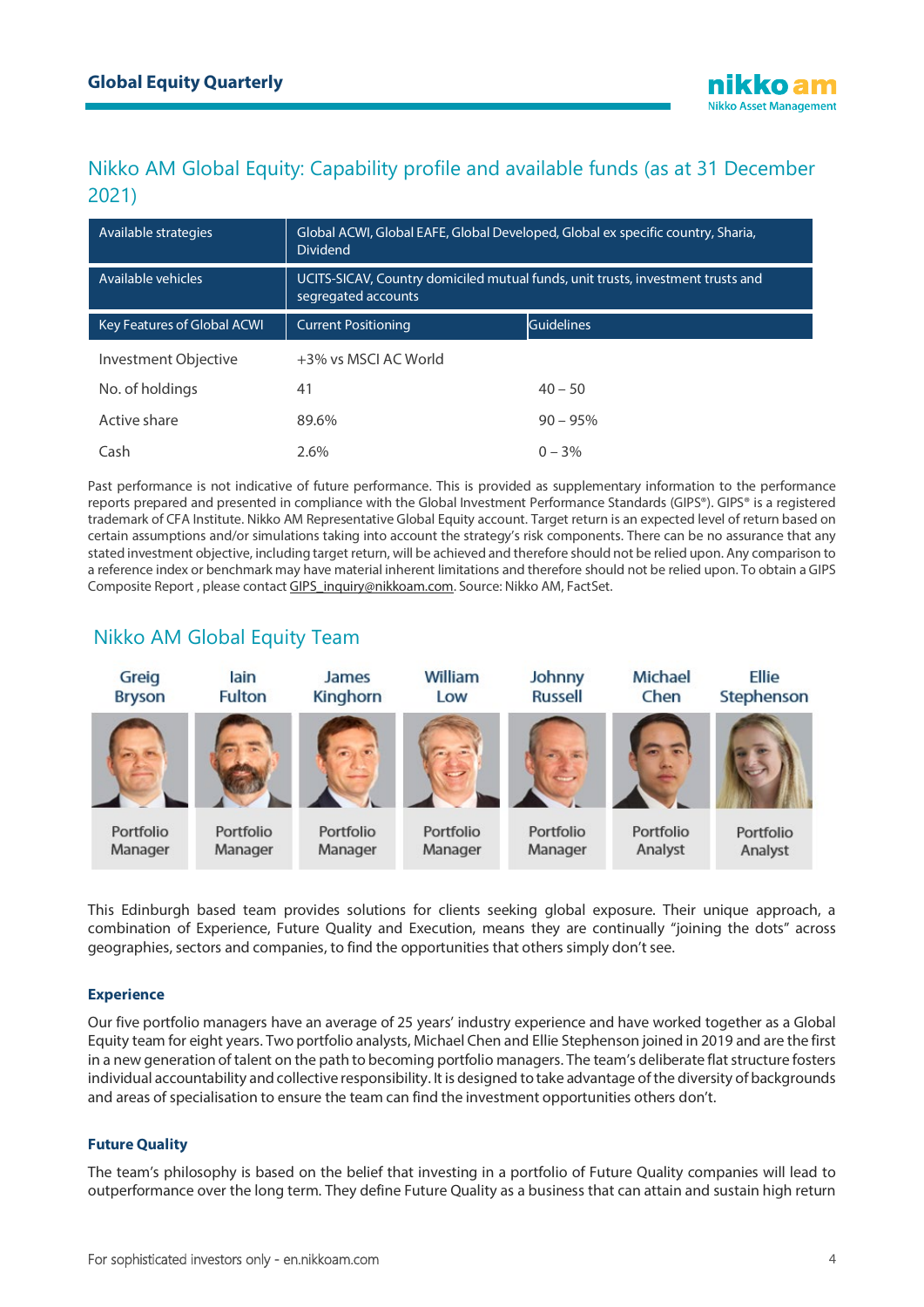## Nikko AM Global Equity: Capability profile and available funds (as at 31 December 2021)

| Available strategies | Global ACWI, Global EAFE, Global Developed, Global ex specific country, Sharia, Dividend | |
|---|---|---|
| Available vehicles | UCITS-SICAV, Country domiciled mutual funds, unit trusts, investment trusts and segregated accounts | |
| **Key Features of Global ACWI** | **Current Positioning** | **Guidelines** |
| Investment Objective | +3% vs MSCI AC World | |
| No. of holdings | 41 | 40 – 50 |
| Active share | 89.6% | 90 – 95% |
| Cash | 2.6% | 0 – 3% |

Past performance is not indicative of future performance. This is provided as supplementary information to the performance reports prepared and presented in compliance with the Global Investment Performance Standards (GIPS®). GIPS® is a registered trademark of CFA Institute. Nikko AM Representative Global Equity account. Target return is an expected level of return based on certain assumptions and/or simulations taking into account the strategy's risk components. There can be no assurance that any stated investment objective, including target return, will be achieved and therefore should not be relied upon. Any comparison to a reference index or benchmark may have material inherent limitations and therefore should not be relied upon. To obtain a GIPS Composite Report , please contact GIPS_inquiry@nikkoam.com. Source: Nikko AM, FactSet.

## Nikko AM Global Equity Team

| Greig Bryson | Iain Fulton | James Kinghorn | William Low | Johnny Russell | Michael Chen | Ellie Stephenson |
|---|---|---|---|---|---|---|
| Portfolio Manager | Portfolio Manager | Portfolio Manager | Portfolio Manager | Portfolio Manager | Portfolio Analyst | Portfolio Analyst |

This Edinburgh based team provides solutions for clients seeking global exposure. Their unique approach, a combination of Experience, Future Quality and Execution, means they are continually "joining the dots" across geographies, sectors and companies, to find the opportunities that others simply don't see.

### Experience

Our five portfolio managers have an average of 25 years' industry experience and have worked together as a Global Equity team for eight years. Two portfolio analysts, Michael Chen and Ellie Stephenson joined in 2019 and are the first in a new generation of talent on the path to becoming portfolio managers. The team's deliberate flat structure fosters individual accountability and collective responsibility. It is designed to take advantage of the diversity of backgrounds and areas of specialisation to ensure the team can find the investment opportunities others don't.

### Future Quality

The team's philosophy is based on the belief that investing in a portfolio of Future Quality companies will lead to outperformance over the long term. They define Future Quality as a business that can attain and sustain high return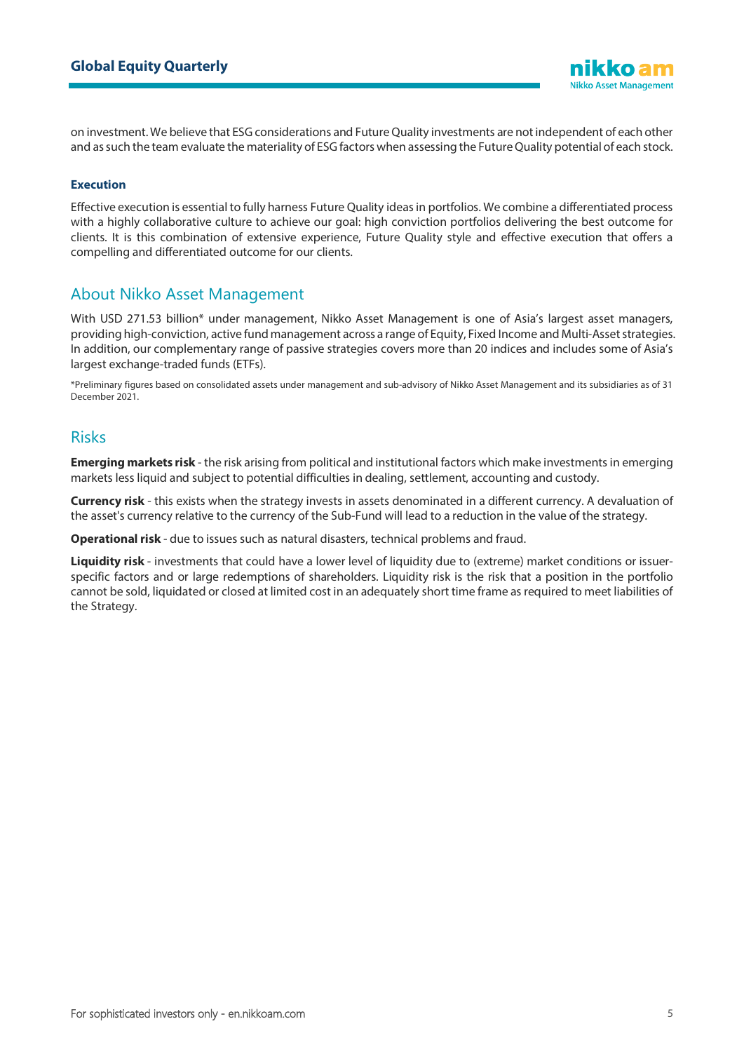on investment. We believe that ESG considerations and Future Quality investments are not independent of each other and as such the team evaluate the materiality of ESG factors when assessing the Future Quality potential of each stock.

### Execution

Effective execution is essential to fully harness Future Quality ideas in portfolios. We combine a differentiated process with a highly collaborative culture to achieve our goal: high conviction portfolios delivering the best outcome for clients. It is this combination of extensive experience, Future Quality style and effective execution that offers a compelling and differentiated outcome for our clients.

## About Nikko Asset Management

With USD 271.53 billion* under management, Nikko Asset Management is one of Asia's largest asset managers, providing high-conviction, active fund management across a range of Equity, Fixed Income and Multi-Asset strategies. In addition, our complementary range of passive strategies covers more than 20 indices and includes some of Asia's largest exchange-traded funds (ETFs).

*Preliminary figures based on consolidated assets under management and sub-advisory of Nikko Asset Management and its subsidiaries as of 31 December 2021.

## Risks

**Emerging markets risk** - the risk arising from political and institutional factors which make investments in emerging markets less liquid and subject to potential difficulties in dealing, settlement, accounting and custody.

**Currency risk** - this exists when the strategy invests in assets denominated in a different currency. A devaluation of the asset's currency relative to the currency of the Sub-Fund will lead to a reduction in the value of the strategy.

**Operational risk** - due to issues such as natural disasters, technical problems and fraud.

**Liquidity risk** - investments that could have a lower level of liquidity due to (extreme) market conditions or issuer-specific factors and or large redemptions of shareholders. Liquidity risk is the risk that a position in the portfolio cannot be sold, liquidated or closed at limited cost in an adequately short time frame as required to meet liabilities of the Strategy.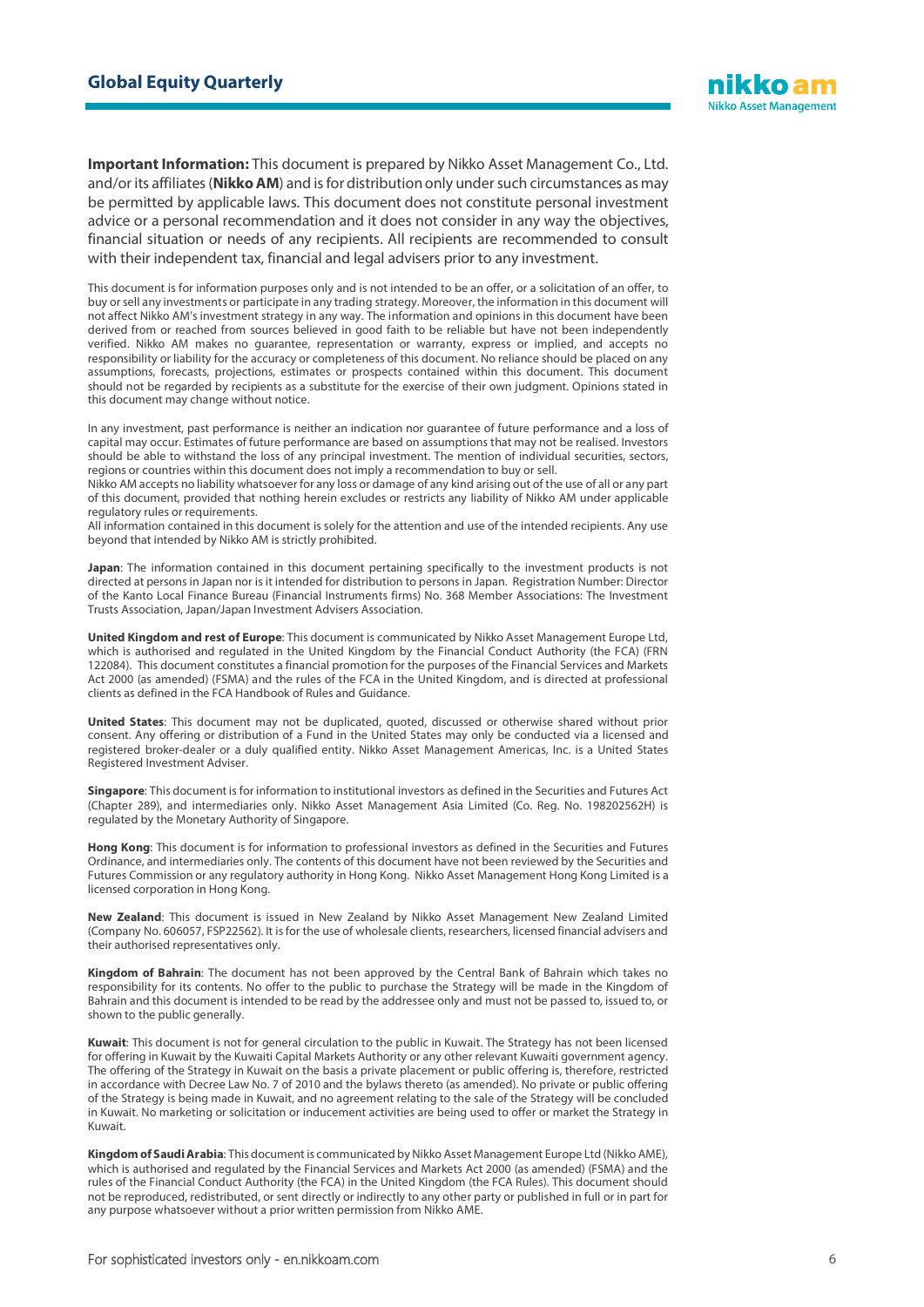**Important Information:** This document is prepared by Nikko Asset Management Co., Ltd. and/or its affiliates (**Nikko AM**) and is for distribution only under such circumstances as may be permitted by applicable laws. This document does not constitute personal investment advice or a personal recommendation and it does not consider in any way the objectives, financial situation or needs of any recipients. All recipients are recommended to consult with their independent tax, financial and legal advisers prior to any investment.

This document is for information purposes only and is not intended to be an offer, or a solicitation of an offer, to buy or sell any investments or participate in any trading strategy. Moreover, the information in this document will not affect Nikko AM's investment strategy in any way. The information and opinions in this document have been derived from or reached from sources believed in good faith to be reliable but have not been independently verified. Nikko AM makes no guarantee, representation or warranty, express or implied, and accepts no responsibility or liability for the accuracy or completeness of this document. No reliance should be placed on any assumptions, forecasts, projections, estimates or prospects contained within this document. This document should not be regarded by recipients as a substitute for the exercise of their own judgment. Opinions stated in this document may change without notice.

In any investment, past performance is neither an indication nor guarantee of future performance and a loss of capital may occur. Estimates of future performance are based on assumptions that may not be realised. Investors should be able to withstand the loss of any principal investment. The mention of individual securities, sectors, regions or countries within this document does not imply a recommendation to buy or sell.
Nikko AM accepts no liability whatsoever for any loss or damage of any kind arising out of the use of all or any part of this document, provided that nothing herein excludes or restricts any liability of Nikko AM under applicable regulatory rules or requirements.
All information contained in this document is solely for the attention and use of the intended recipients. Any use beyond that intended by Nikko AM is strictly prohibited.

**Japan**: The information contained in this document pertaining specifically to the investment products is not directed at persons in Japan nor is it intended for distribution to persons in Japan. Registration Number: Director of the Kanto Local Finance Bureau (Financial Instruments firms) No. 368 Member Associations: The Investment Trusts Association, Japan/Japan Investment Advisers Association.

**United Kingdom and rest of Europe**: This document is communicated by Nikko Asset Management Europe Ltd, which is authorised and regulated in the United Kingdom by the Financial Conduct Authority (the FCA) (FRN 122084). This document constitutes a financial promotion for the purposes of the Financial Services and Markets Act 2000 (as amended) (FSMA) and the rules of the FCA in the United Kingdom, and is directed at professional clients as defined in the FCA Handbook of Rules and Guidance.

**United States**: This document may not be duplicated, quoted, discussed or otherwise shared without prior consent. Any offering or distribution of a Fund in the United States may only be conducted via a licensed and registered broker-dealer or a duly qualified entity. Nikko Asset Management Americas, Inc. is a United States Registered Investment Adviser.

**Singapore**: This document is for information to institutional investors as defined in the Securities and Futures Act (Chapter 289), and intermediaries only. Nikko Asset Management Asia Limited (Co. Reg. No. 198202562H) is regulated by the Monetary Authority of Singapore.

**Hong Kong**: This document is for information to professional investors as defined in the Securities and Futures Ordinance, and intermediaries only. The contents of this document have not been reviewed by the Securities and Futures Commission or any regulatory authority in Hong Kong. Nikko Asset Management Hong Kong Limited is a licensed corporation in Hong Kong.

**New Zealand**: This document is issued in New Zealand by Nikko Asset Management New Zealand Limited (Company No. 606057, FSP22562). It is for the use of wholesale clients, researchers, licensed financial advisers and their authorised representatives only.

**Kingdom of Bahrain**: The document has not been approved by the Central Bank of Bahrain which takes no responsibility for its contents. No offer to the public to purchase the Strategy will be made in the Kingdom of Bahrain and this document is intended to be read by the addressee only and must not be passed to, issued to, or shown to the public generally.

**Kuwait**: This document is not for general circulation to the public in Kuwait. The Strategy has not been licensed for offering in Kuwait by the Kuwaiti Capital Markets Authority or any other relevant Kuwaiti government agency. The offering of the Strategy in Kuwait on the basis a private placement or public offering is, therefore, restricted in accordance with Decree Law No. 7 of 2010 and the bylaws thereto (as amended). No private or public offering of the Strategy is being made in Kuwait, and no agreement relating to the sale of the Strategy will be concluded in Kuwait. No marketing or solicitation or inducement activities are being used to offer or market the Strategy in Kuwait.

**Kingdom of Saudi Arabia**: This document is communicated by Nikko Asset Management Europe Ltd (Nikko AME), which is authorised and regulated by the Financial Services and Markets Act 2000 (as amended) (FSMA) and the rules of the Financial Conduct Authority (the FCA) in the United Kingdom (the FCA Rules). This document should not be reproduced, redistributed, or sent directly or indirectly to any other party or published in full or in part for any purpose whatsoever without a prior written permission from Nikko AME.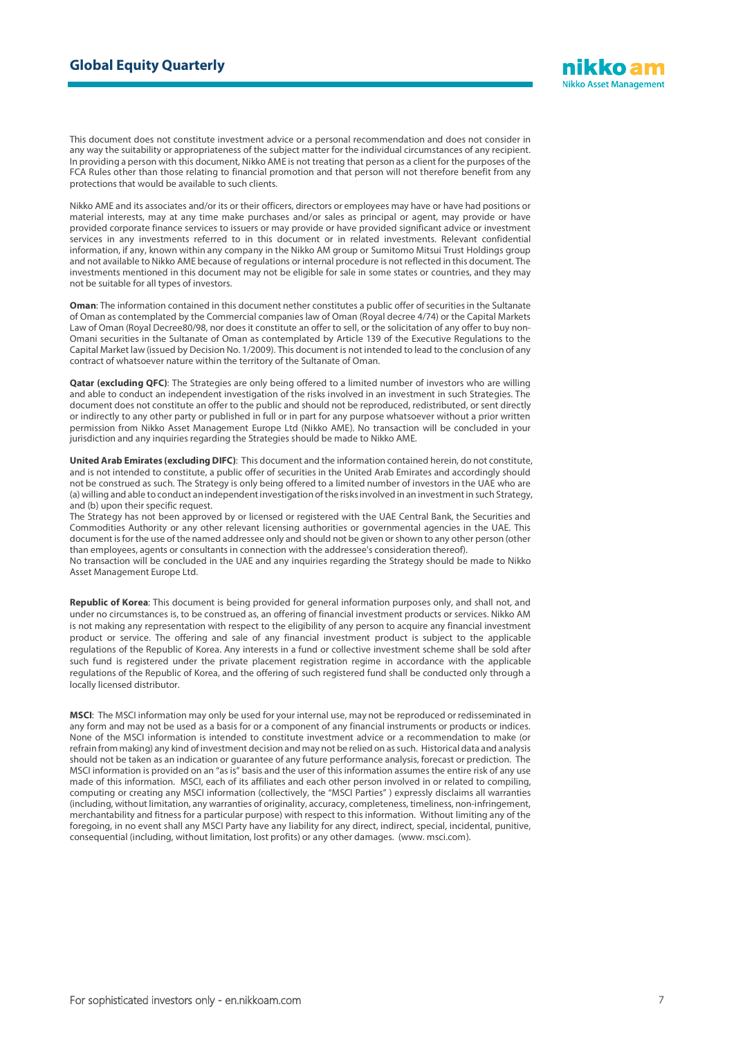This document does not constitute investment advice or a personal recommendation and does not consider in any way the suitability or appropriateness of the subject matter for the individual circumstances of any recipient. In providing a person with this document, Nikko AME is not treating that person as a client for the purposes of the FCA Rules other than those relating to financial promotion and that person will not therefore benefit from any protections that would be available to such clients.

Nikko AME and its associates and/or its or their officers, directors or employees may have or have had positions or material interests, may at any time make purchases and/or sales as principal or agent, may provide or have provided corporate finance services to issuers or may provide or have provided significant advice or investment services in any investments referred to in this document or in related investments. Relevant confidential information, if any, known within any company in the Nikko AM group or Sumitomo Mitsui Trust Holdings group and not available to Nikko AME because of regulations or internal procedure is not reflected in this document. The investments mentioned in this document may not be eligible for sale in some states or countries, and they may not be suitable for all types of investors.

**Oman**: The information contained in this document nether constitutes a public offer of securities in the Sultanate of Oman as contemplated by the Commercial companies law of Oman (Royal decree 4/74) or the Capital Markets Law of Oman (Royal Decree80/98, nor does it constitute an offer to sell, or the solicitation of any offer to buy non-Omani securities in the Sultanate of Oman as contemplated by Article 139 of the Executive Regulations to the Capital Market law (issued by Decision No. 1/2009). This document is not intended to lead to the conclusion of any contract of whatsoever nature within the territory of the Sultanate of Oman.

**Qatar (excluding QFC)**: The Strategies are only being offered to a limited number of investors who are willing and able to conduct an independent investigation of the risks involved in an investment in such Strategies. The document does not constitute an offer to the public and should not be reproduced, redistributed, or sent directly or indirectly to any other party or published in full or in part for any purpose whatsoever without a prior written permission from Nikko Asset Management Europe Ltd (Nikko AME). No transaction will be concluded in your jurisdiction and any inquiries regarding the Strategies should be made to Nikko AME.

**United Arab Emirates (excluding DIFC)**: This document and the information contained herein, do not constitute, and is not intended to constitute, a public offer of securities in the United Arab Emirates and accordingly should not be construed as such. The Strategy is only being offered to a limited number of investors in the UAE who are (a) willing and able to conduct an independent investigation of the risks involved in an investment in such Strategy, and (b) upon their specific request.
The Strategy has not been approved by or licensed or registered with the UAE Central Bank, the Securities and Commodities Authority or any other relevant licensing authorities or governmental agencies in the UAE. This document is for the use of the named addressee only and should not be given or shown to any other person (other than employees, agents or consultants in connection with the addressee's consideration thereof).
No transaction will be concluded in the UAE and any inquiries regarding the Strategy should be made to Nikko Asset Management Europe Ltd.

**Republic of Korea**: This document is being provided for general information purposes only, and shall not, and under no circumstances is, to be construed as, an offering of financial investment products or services. Nikko AM is not making any representation with respect to the eligibility of any person to acquire any financial investment product or service. The offering and sale of any financial investment product is subject to the applicable regulations of the Republic of Korea. Any interests in a fund or collective investment scheme shall be sold after such fund is registered under the private placement registration regime in accordance with the applicable regulations of the Republic of Korea, and the offering of such registered fund shall be conducted only through a locally licensed distributor.

**MSCI**: The MSCI information may only be used for your internal use, may not be reproduced or redisseminated in any form and may not be used as a basis for or a component of any financial instruments or products or indices. None of the MSCI information is intended to constitute investment advice or a recommendation to make (or refrain from making) any kind of investment decision and may not be relied on as such. Historical data and analysis should not be taken as an indication or guarantee of any future performance analysis, forecast or prediction. The MSCI information is provided on an "as is" basis and the user of this information assumes the entire risk of any use made of this information. MSCI, each of its affiliates and each other person involved in or related to compiling, computing or creating any MSCI information (collectively, the "MSCI Parties" ) expressly disclaims all warranties (including, without limitation, any warranties of originality, accuracy, completeness, timeliness, non-infringement, merchantability and fitness for a particular purpose) with respect to this information. Without limiting any of the foregoing, in no event shall any MSCI Party have any liability for any direct, indirect, special, incidental, punitive, consequential (including, without limitation, lost profits) or any other damages. (www. msci.com).